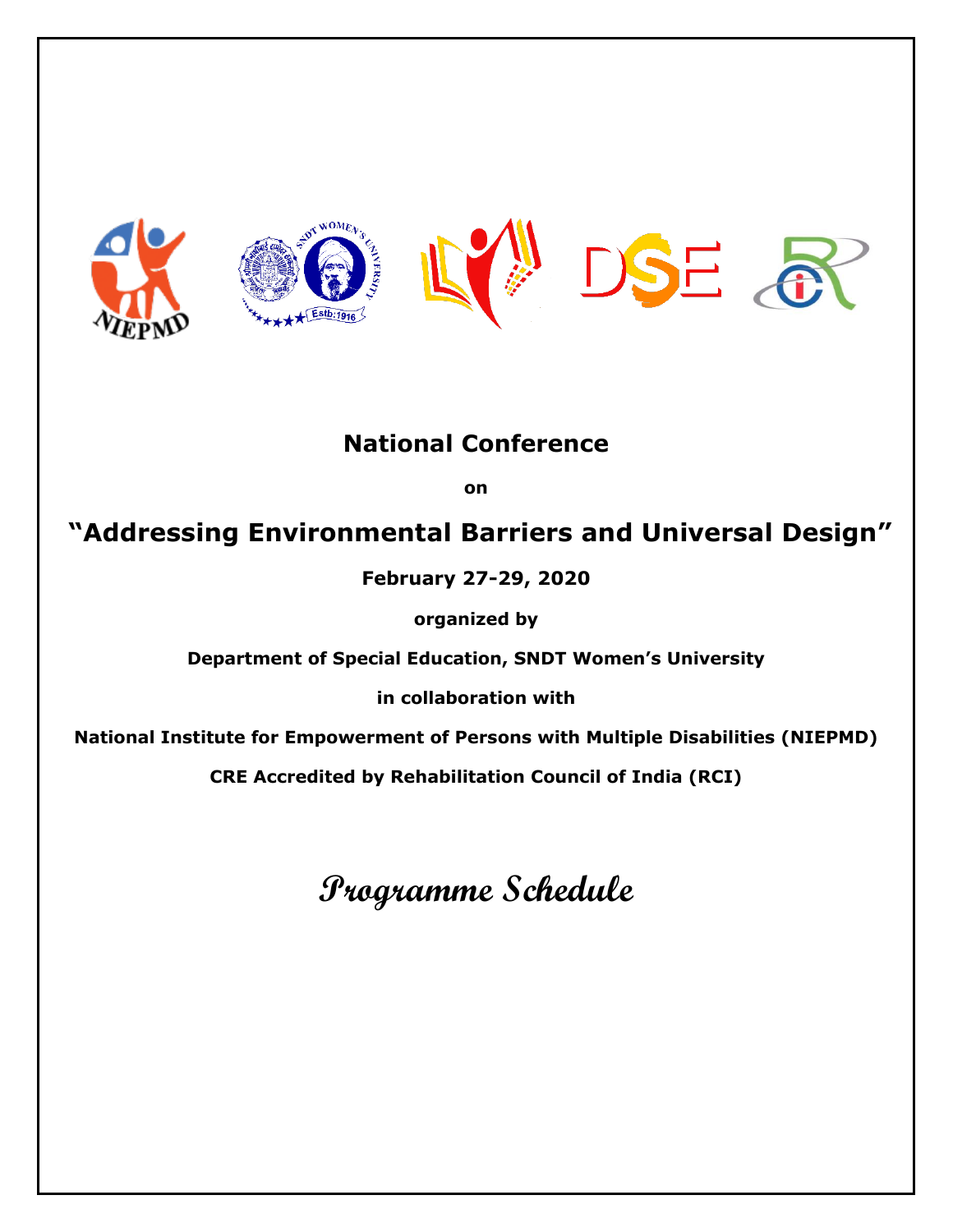# National Conference

**on**

## "Addressing Environmental Barriers and Universal Design"

**February 27-29, 2020**

**organized by**

**Department of Special Education, SNDT Women's University**

**in collaboration with**

**National Institute for Empowerment of Persons with Multiple Disabilities (NIEPMD)**

**CRE Accredited by Rehabilitation Council of India (RCI)**

# *Programme Schedule*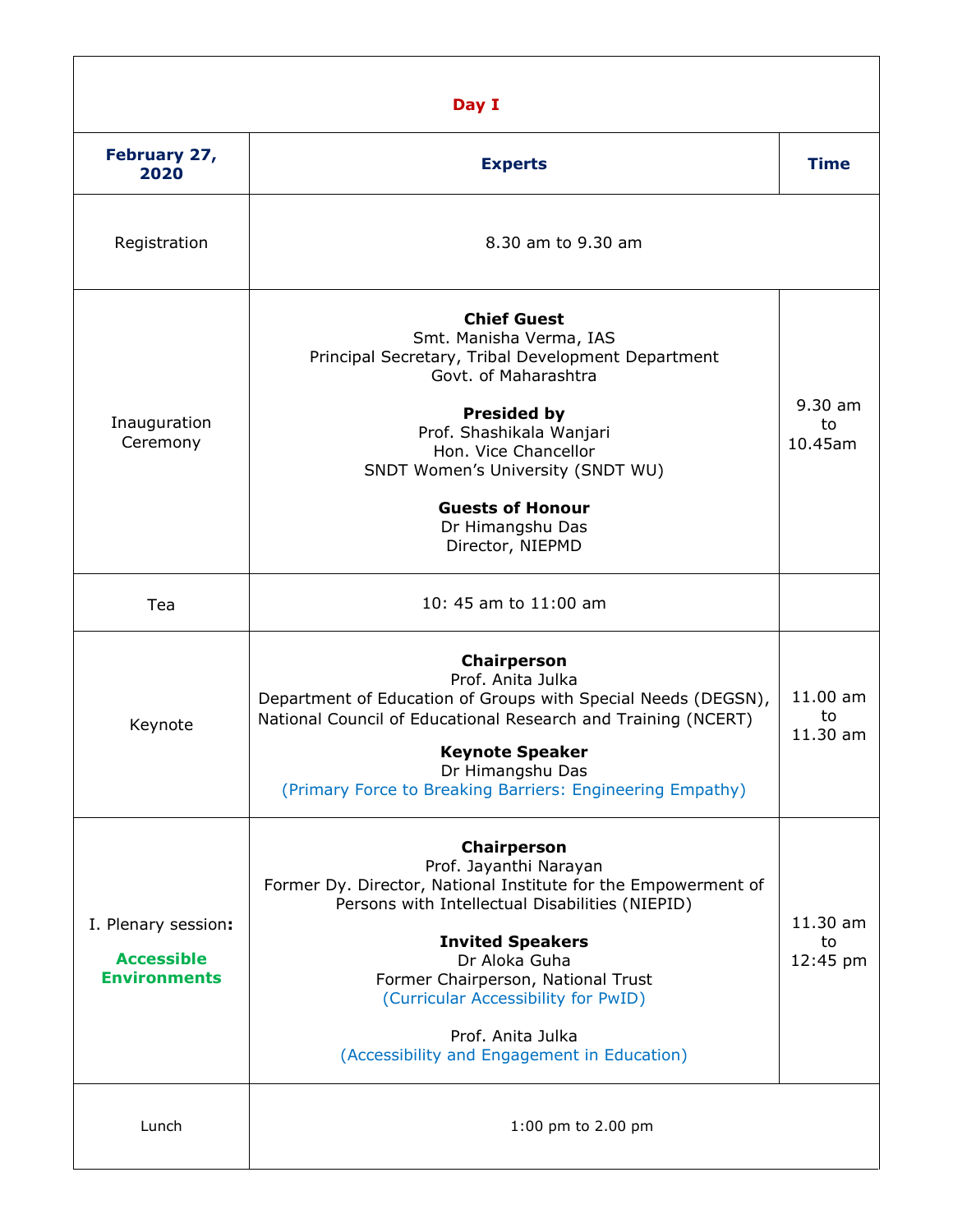| Day I | | |
|---|---|---|
| **February 27, 2020** | **Experts** | **Time** |
| Registration | 8.30 am to 9.30 am | |
| Inauguration Ceremony | **Chief Guest**<br>Smt. Manisha Verma, IAS<br>Principal Secretary, Tribal Development Department<br>Govt. of Maharashtra<br><br>**Presided by**<br>Prof. Shashikala Wanjari<br>Hon. Vice Chancellor<br>SNDT Women's University (SNDT WU)<br><br>**Guests of Honour**<br>Dr Himangshu Das<br>Director, NIEPMD | 9.30 am to 10.45am |
| Tea | 10: 45 am to 11:00 am | |
| Keynote | **Chairperson**<br>Prof. Anita Julka<br>Department of Education of Groups with Special Needs (DEGSN), National Council of Educational Research and Training (NCERT)<br><br>**Keynote Speaker**<br>Dr Himangshu Das<br>(Primary Force to Breaking Barriers: Engineering Empathy) | 11.00 am to 11.30 am |
| I. Plenary session:<br><br>**Accessible Environments** | **Chairperson**<br>Prof. Jayanthi Narayan<br>Former Dy. Director, National Institute for the Empowerment of Persons with Intellectual Disabilities (NIEPID)<br><br>**Invited Speakers**<br>Dr Aloka Guha<br>Former Chairperson, National Trust<br>(Curricular Accessibility for PwID)<br><br>Prof. Anita Julka<br>(Accessibility and Engagement in Education) | 11.30 am to 12:45 pm |
| Lunch | 1:00 pm to 2.00 pm | |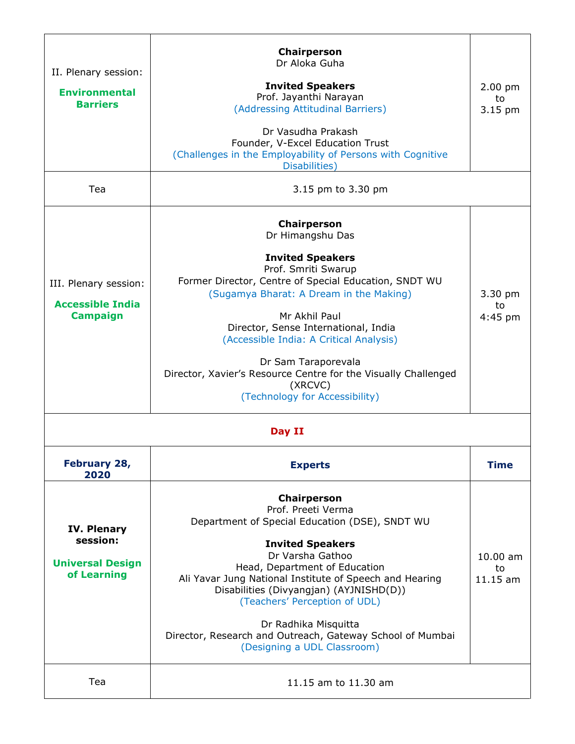| | | |
|---|---|---|
| II. Plenary session: **Environmental Barriers** | **Chairperson**<br>Dr Aloka Guha<br><br>**Invited Speakers**<br>Prof. Jayanthi Narayan<br>(Addressing Attitudinal Barriers)<br><br>Dr Vasudha Prakash<br>Founder, V-Excel Education Trust<br>(Challenges in the Employability of Persons with Cognitive Disabilities) | 2.00 pm to 3.15 pm |
| Tea | 3.15 pm to 3.30 pm | |
| III. Plenary session: **Accessible India Campaign** | **Chairperson**<br>Dr Himangshu Das<br><br>**Invited Speakers**<br>Prof. Smriti Swarup<br>Former Director, Centre of Special Education, SNDT WU<br>(Sugamya Bharat: A Dream in the Making)<br><br>Mr Akhil Paul<br>Director, Sense International, India<br>(Accessible India: A Critical Analysis)<br><br>Dr Sam Taraporevala<br>Director, Xavier's Resource Centre for the Visually Challenged (XRCVC)<br>(Technology for Accessibility) | 3.30 pm to 4:45 pm |
| **Day II** | | |
| **February 28, 2020** | **Experts** | **Time** |
| **IV. Plenary session: Universal Design of Learning** | **Chairperson**<br>Prof. Preeti Verma<br>Department of Special Education (DSE), SNDT WU<br><br>**Invited Speakers**<br>Dr Varsha Gathoo<br>Head, Department of Education<br>Ali Yavar Jung National Institute of Speech and Hearing Disabilities (Divyangjan) (AYJNISHD(D))<br>(Teachers' Perception of UDL)<br><br>Dr Radhika Misquitta<br>Director, Research and Outreach, Gateway School of Mumbai<br>(Designing a UDL Classroom) | 10.00 am to 11.15 am |
| Tea | 11.15 am to 11.30 am | |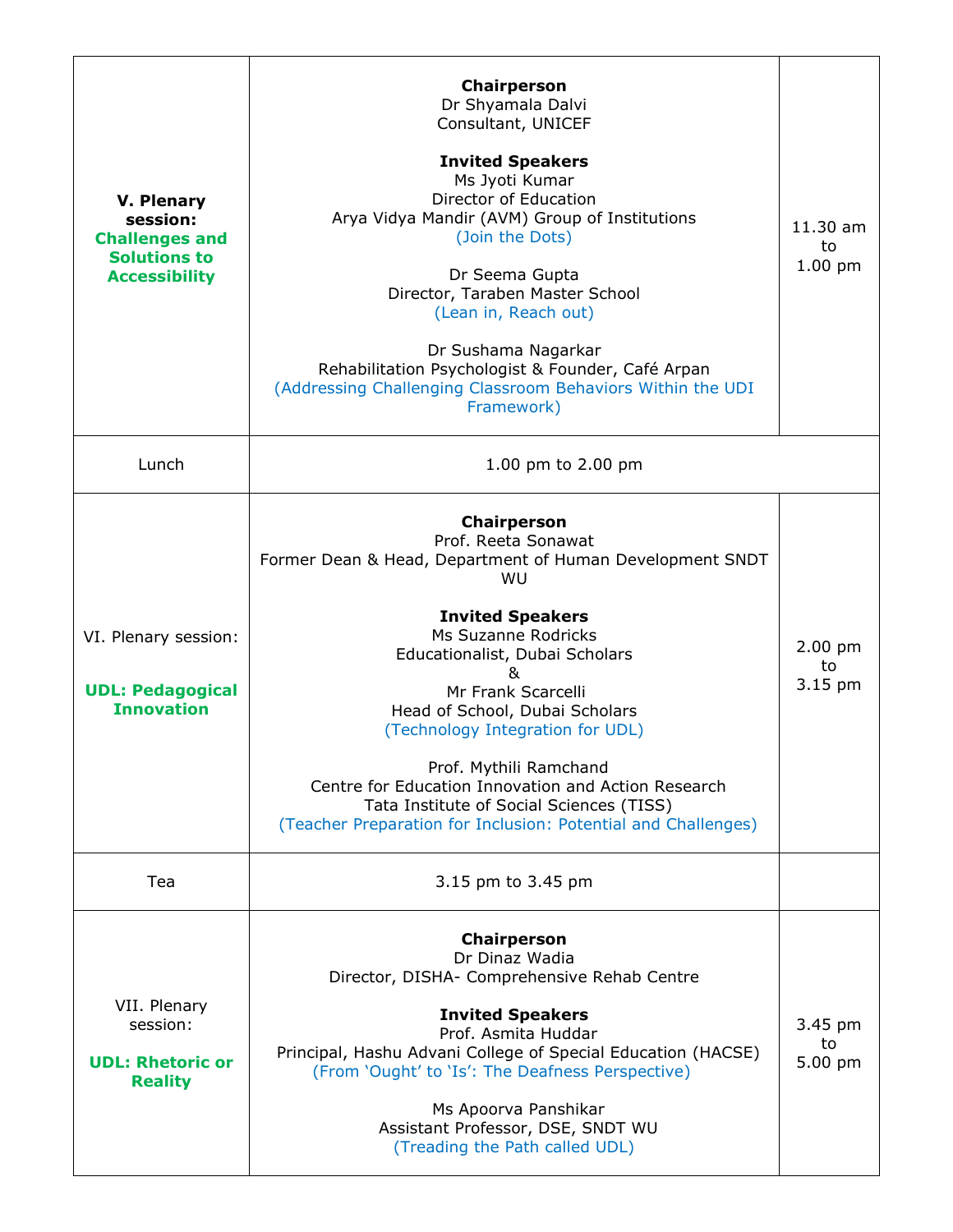| | | |
|---|---|---|
| **V. Plenary session: Challenges and Solutions to Accessibility** | **Chairperson**<br>Dr Shyamala Dalvi<br>Consultant, UNICEF<br><br>**Invited Speakers**<br>Ms Jyoti Kumar<br>Director of Education<br>Arya Vidya Mandir (AVM) Group of Institutions<br>(Join the Dots)<br><br>Dr Seema Gupta<br>Director, Taraben Master School<br>(Lean in, Reach out)<br><br>Dr Sushama Nagarkar<br>Rehabilitation Psychologist & Founder, Café Arpan<br>(Addressing Challenging Classroom Behaviors Within the UDI Framework) | 11.30 am to 1.00 pm |
| Lunch | 1.00 pm to 2.00 pm | |
| VI. Plenary session: **UDL: Pedagogical Innovation** | **Chairperson**<br>Prof. Reeta Sonawat<br>Former Dean & Head, Department of Human Development SNDT WU<br><br>**Invited Speakers**<br>Ms Suzanne Rodricks<br>Educationalist, Dubai Scholars<br>&<br>Mr Frank Scarcelli<br>Head of School, Dubai Scholars<br>(Technology Integration for UDL)<br><br>Prof. Mythili Ramchand<br>Centre for Education Innovation and Action Research<br>Tata Institute of Social Sciences (TISS)<br>(Teacher Preparation for Inclusion: Potential and Challenges) | 2.00 pm to 3.15 pm |
| Tea | 3.15 pm to 3.45 pm | |
| VII. Plenary session: **UDL: Rhetoric or Reality** | **Chairperson**<br>Dr Dinaz Wadia<br>Director, DISHA- Comprehensive Rehab Centre<br><br>**Invited Speakers**<br>Prof. Asmita Huddar<br>Principal, Hashu Advani College of Special Education (HACSE)<br>(From 'Ought' to 'Is': The Deafness Perspective)<br><br>Ms Apoorva Panshikar<br>Assistant Professor, DSE, SNDT WU<br>(Treading the Path called UDL) | 3.45 pm to 5.00 pm |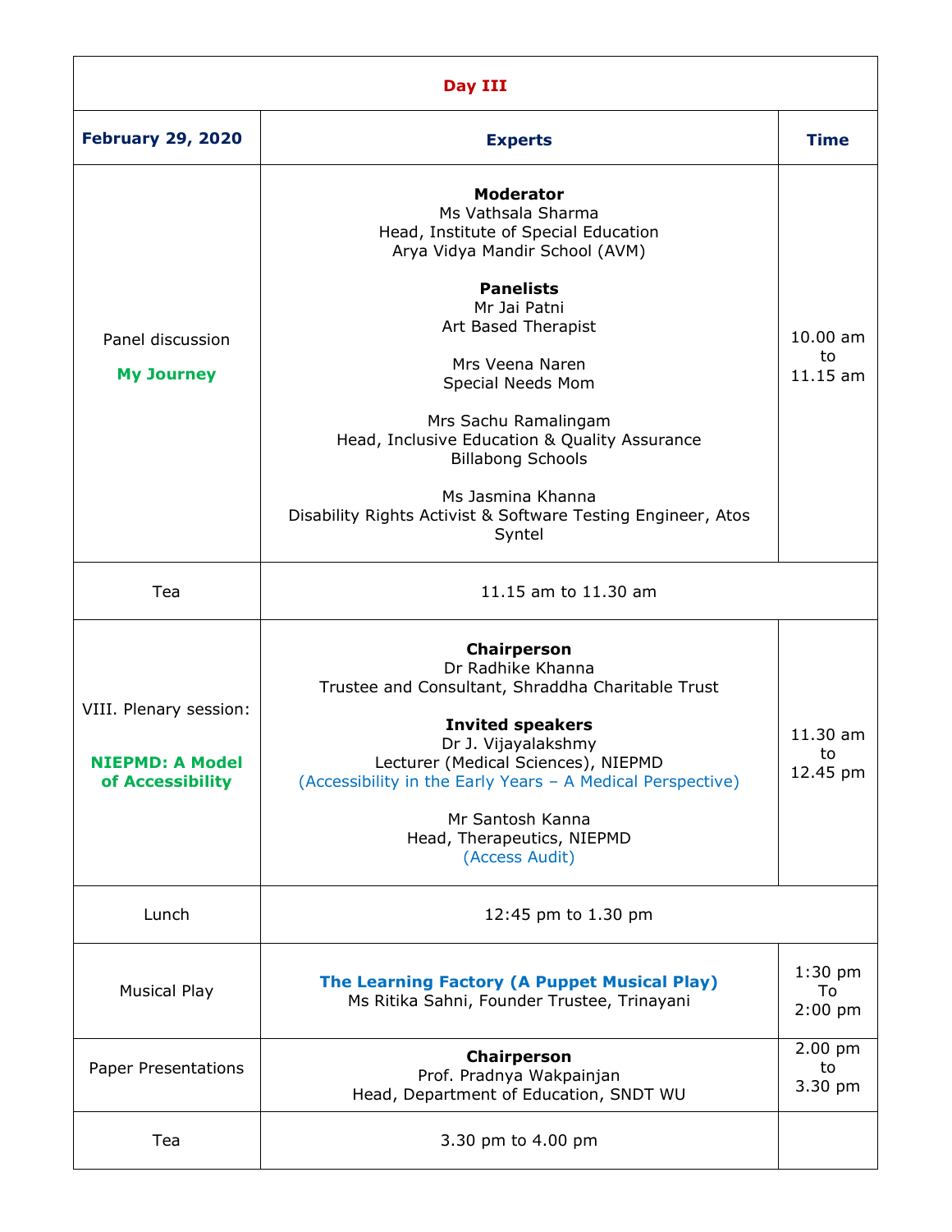| Day III | | |
|---|---|---|
| **February 29, 2020** | **Experts** | **Time** |
| Panel discussion<br><br>**My Journey** | **Moderator**<br>Ms Vathsala Sharma<br>Head, Institute of Special Education<br>Arya Vidya Mandir School (AVM)<br><br>**Panelists**<br>Mr Jai Patni<br>Art Based Therapist<br><br>Mrs Veena Naren<br>Special Needs Mom<br><br>Mrs Sachu Ramalingam<br>Head, Inclusive Education & Quality Assurance<br>Billabong Schools<br><br>Ms Jasmina Khanna<br>Disability Rights Activist & Software Testing Engineer, Atos Syntel | 10.00 am to 11.15 am |
| Tea | 11.15 am to 11.30 am | |
| VIII. Plenary session:<br><br>**NIEPMD: A Model of Accessibility** | **Chairperson**<br>Dr Radhike Khanna<br>Trustee and Consultant, Shraddha Charitable Trust<br><br>**Invited speakers**<br>Dr J. Vijayalakshmy<br>Lecturer (Medical Sciences), NIEPMD<br>(Accessibility in the Early Years – A Medical Perspective)<br><br>Mr Santosh Kanna<br>Head, Therapeutics, NIEPMD<br>(Access Audit) | 11.30 am to 12.45 pm |
| Lunch | 12:45 pm to 1.30 pm | |
| Musical Play | **The Learning Factory (A Puppet Musical Play)**<br>Ms Ritika Sahni, Founder Trustee, Trinayani | 1:30 pm To 2:00 pm |
| Paper Presentations | **Chairperson**<br>Prof. Pradnya Wakpainjan<br>Head, Department of Education, SNDT WU | 2.00 pm to 3.30 pm |
| Tea | 3.30 pm to 4.00 pm | |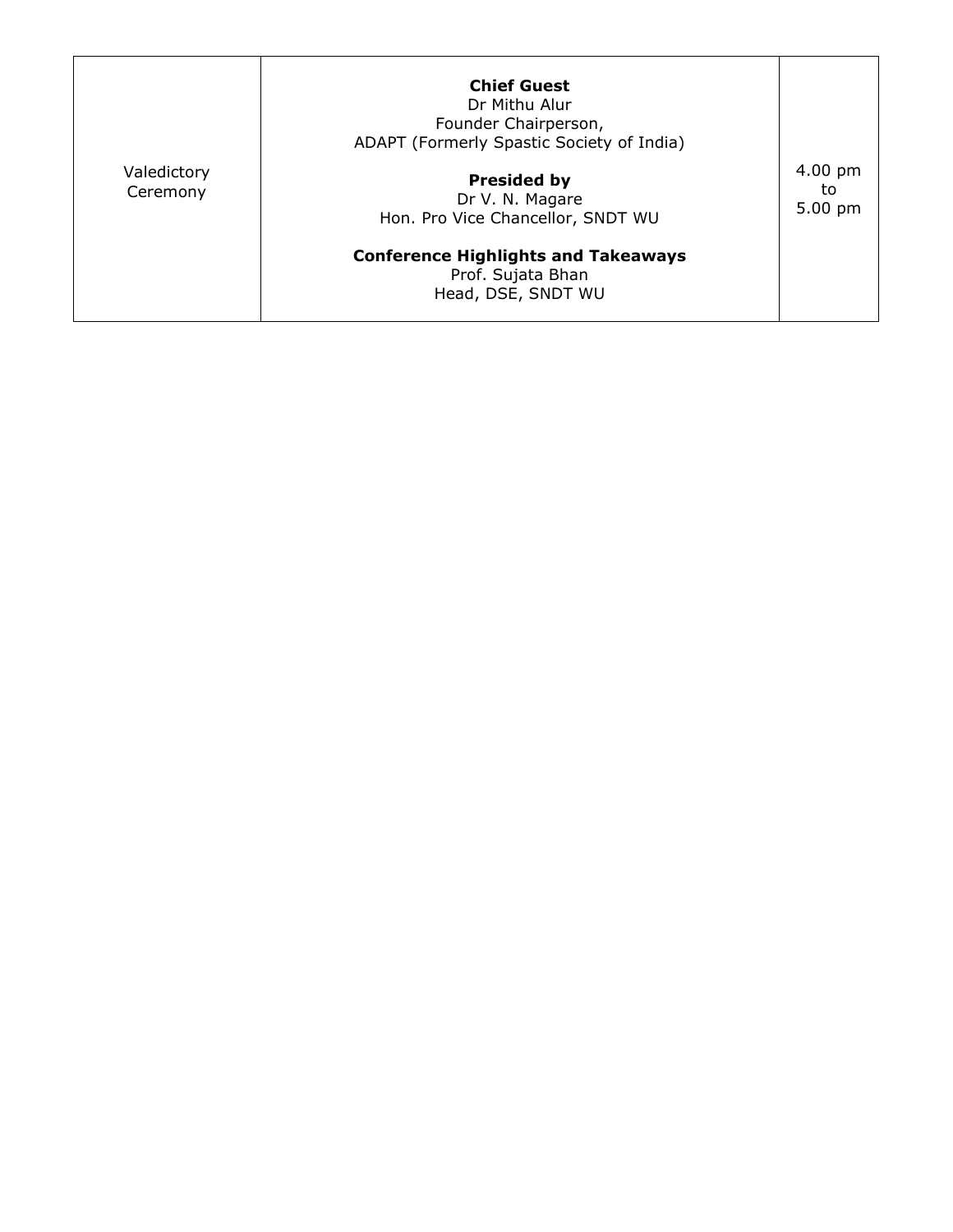| | | |
|---|---|---|
| Valedictory Ceremony | **Chief Guest**<br>Dr Mithu Alur<br>Founder Chairperson,<br>ADAPT (Formerly Spastic Society of India)<br><br>**Presided by**<br>Dr V. N. Magare<br>Hon. Pro Vice Chancellor, SNDT WU<br><br>**Conference Highlights and Takeaways**<br>Prof. Sujata Bhan<br>Head, DSE, SNDT WU | 4.00 pm to 5.00 pm |